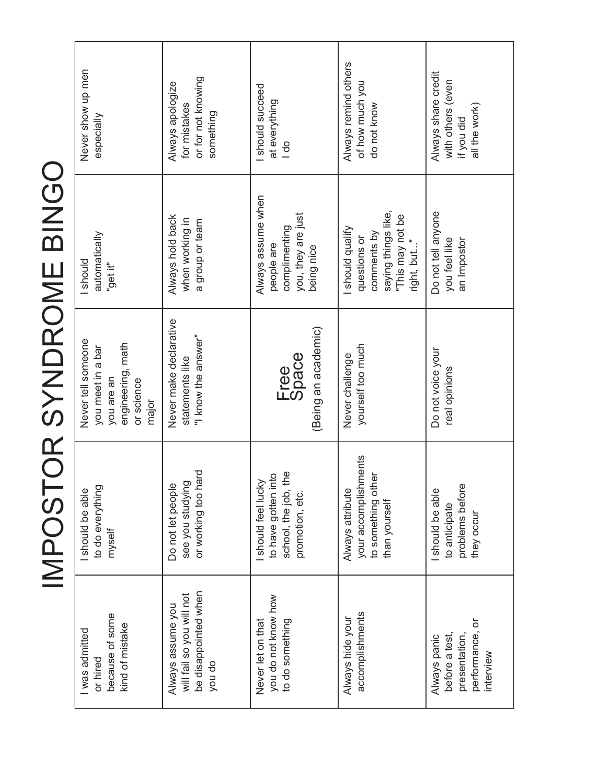# IMPOSTOR SYNDROME BINGO

| I was admitted or hired because of some kind of mistake | I should be able to do everything myself | Never tell someone you meet in a bar you are an engineering, math or science major | I should automatically "get it" | Never show up men especially |
|---|---|---|---|---|
| Always assume you will fail so you will not be disappointed when you do | Do not let people see you studying or working too hard | Never make declarative statements like "I know the answer" | Always hold back when working in a group or team | Always apologize for mistakes or for not knowing something |
| Never let on that you do not know how to do something | I should feel lucky to have gotten into school, the job, the promotion, etc. | Free Space (Being an academic) | Always assume when people are complimenting you, they are just being nice | I should succeed at everything I do |
| Always hide your accomplishments | Always attribute your accomplishments to something other than yourself | Never challenge yourself too much | I should qualify questions or comments by saying things like, "This may not be right, but..." | Always remind others of how much you do not know |
| Always panic before a test, presentation, performance, or interview | I should be able to anticipate problems before they occur | Do not voice your real opinions | Do not tell anyone you feel like an Impostor | Always share credit with others (even if you did all the work) |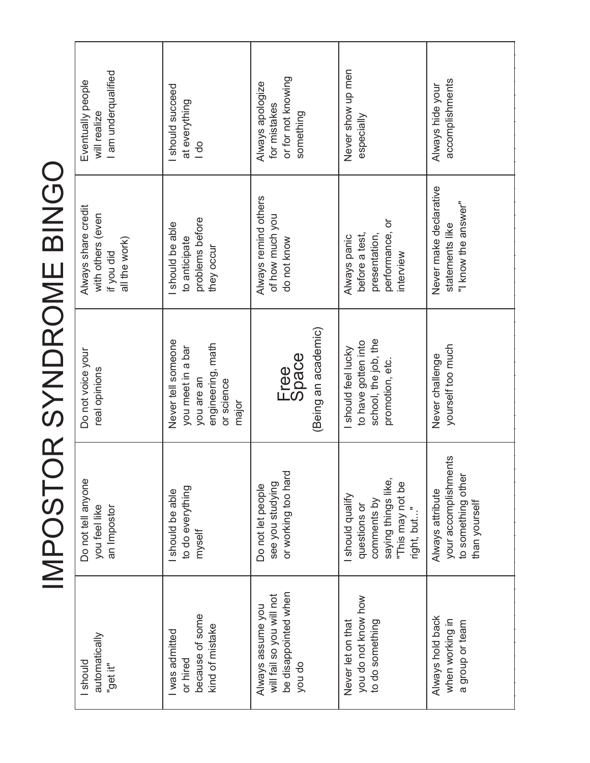# IMPOSTOR SYNDROME BINGO

| | | | | |
|---|---|---|---|---|
| I should automatically "get it" | Do not tell anyone you feel like an Impostor | Do not voice your real opinions | Always share credit with others (even if you did all the work) | Eventually people will realize I am underqualified |
| I was admitted or hired because of some kind of mistake | I should be able to do everything myself | Never tell someone you meet in a bar you are an engineering, math or science major | I should be able to anticipate problems before they occur | I should succeed at everything I do |
| Always assume you will fail so you will not be disappointed when you do | Do not let people see you studying or working too hard | Free Space (Being an academic) | Always remind others of how much you do not know | Always apologize for mistakes or for not knowing something |
| Never let on that you do not know how to do something | I should qualify questions or comments by saying things like, "This may not be right, but..." | I should feel lucky to have gotten into school, the job, the promotion, etc. | Always panic before a test, presentation, performance, or interview | Never show up men especially |
| Always hold back when working in a group or team | Always attribute your accomplishments to something other than yourself | Never challenge yourself too much | Never make declarative statements like "I know the answer" | Always hide your accomplishments |